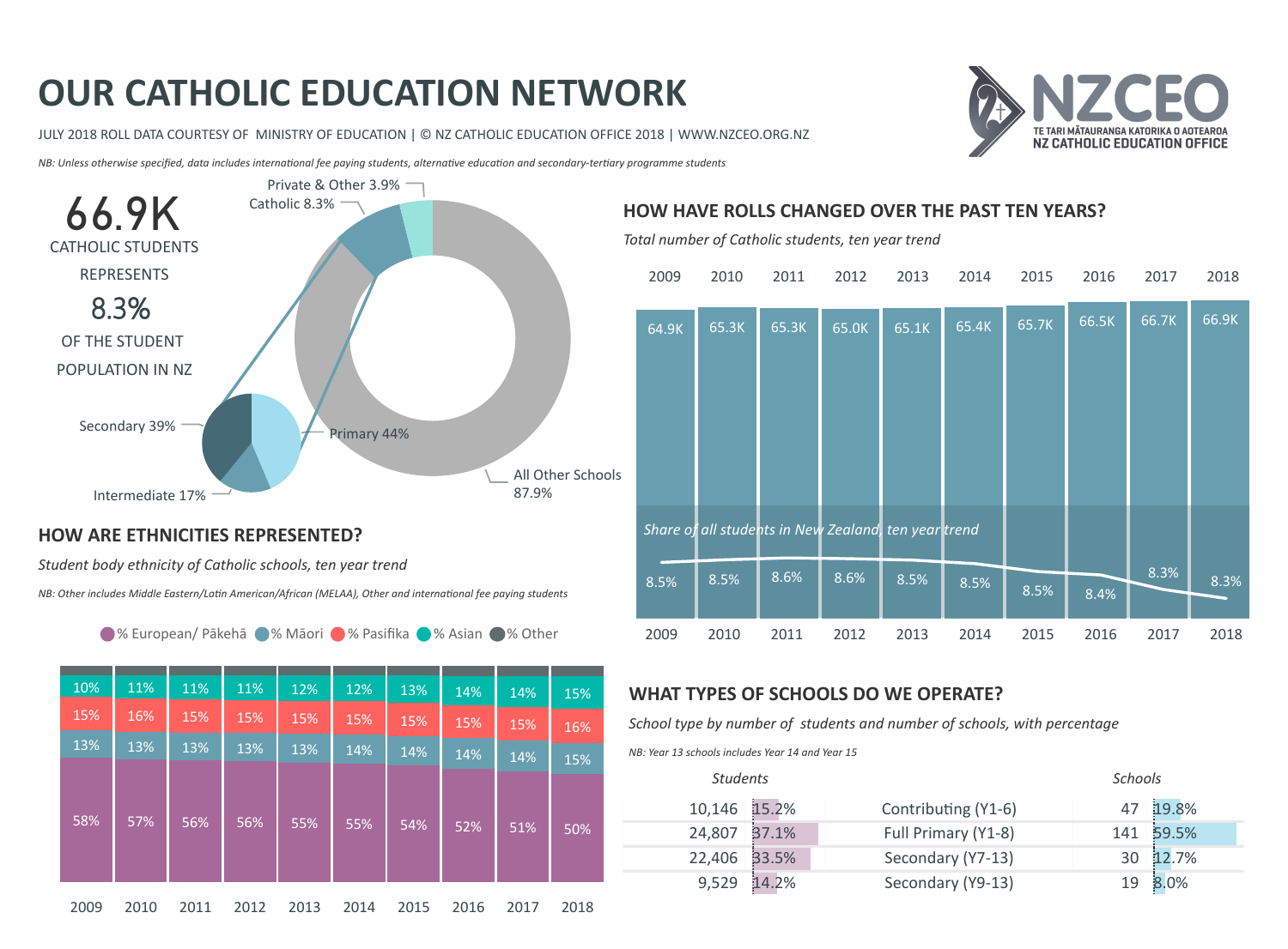# OUR CATHOLIC EDUCATION NETWORK

JULY 2018 ROLL DATA COURTESY OF MINISTRY OF EDUCATION | © NZ CATHOLIC EDUCATION OFFICE 2018 | WWW.NZCEO.ORG.NZ

NZCEO — TE TARI MĀTAURANGA KATORIKA O AOTEAROA — NZ CATHOLIC EDUCATION OFFICE

*NB: Unless otherwise specified, data includes international fee paying students, alternative education and secondary-tertiary programme students*

**66.9K** CATHOLIC STUDENTS REPRESENTS **8.3%** OF THE STUDENT POPULATION IN NZ

| School sector | Share |
| --- | --- |
| All Other Schools | 87.9% |
| Catholic | 8.3% |
| Private & Other | 3.9% |

| Catholic students by level | Share |
| --- | --- |
| Primary | 44% |
| Secondary | 39% |
| Intermediate | 17% |

## HOW HAVE ROLLS CHANGED OVER THE PAST TEN YEARS?

*Total number of Catholic students, ten year trend*

*Share of all students in New Zealand, ten year trend*

| Year | 2009 | 2010 | 2011 | 2012 | 2013 | 2014 | 2015 | 2016 | 2017 | 2018 |
| --- | --- | --- | --- | --- | --- | --- | --- | --- | --- | --- |
| Total Catholic students | 64.9K | 65.3K | 65.3K | 65.0K | 65.1K | 65.4K | 65.7K | 66.5K | 66.7K | 66.9K |
| Share of all students | 8.5% | 8.5% | 8.6% | 8.6% | 8.5% | 8.5% | 8.5% | 8.4% | 8.3% | 8.3% |

## HOW ARE ETHNICITIES REPRESENTED?

*Student body ethnicity of Catholic schools, ten year trend*

*NB: Other includes Middle Eastern/Latin American/African (MELAA), Other and international fee paying students*

| Year | 2009 | 2010 | 2011 | 2012 | 2013 | 2014 | 2015 | 2016 | 2017 | 2018 |
| --- | --- | --- | --- | --- | --- | --- | --- | --- | --- | --- |
| % European/ Pākehā | 58% | 57% | 56% | 56% | 55% | 55% | 54% | 52% | 51% | 50% |
| % Māori | 13% | 13% | 13% | 13% | 13% | 14% | 14% | 14% | 14% | 15% |
| % Pasifika | 15% | 16% | 15% | 15% | 15% | 15% | 15% | 15% | 15% | 16% |
| % Asian | 10% | 11% | 11% | 11% | 12% | 12% | 13% | 14% | 14% | 15% |
| % Other | | | | | | | | | | |

## WHAT TYPES OF SCHOOLS DO WE OPERATE?

*School type by number of students and number of schools, with percentage*

*NB: Year 13 schools includes Year 14 and Year 15*

| Students | % | School type | Schools | % |
| --- | --- | --- | --- | --- |
| 10,146 | 15.2% | Contributing (Y1-6) | 47 | 19.8% |
| 24,807 | 37.1% | Full Primary (Y1-8) | 141 | 59.5% |
| 22,406 | 33.5% | Secondary (Y7-13) | 30 | 12.7% |
| 9,529 | 14.2% | Secondary (Y9-13) | 19 | 8.0% |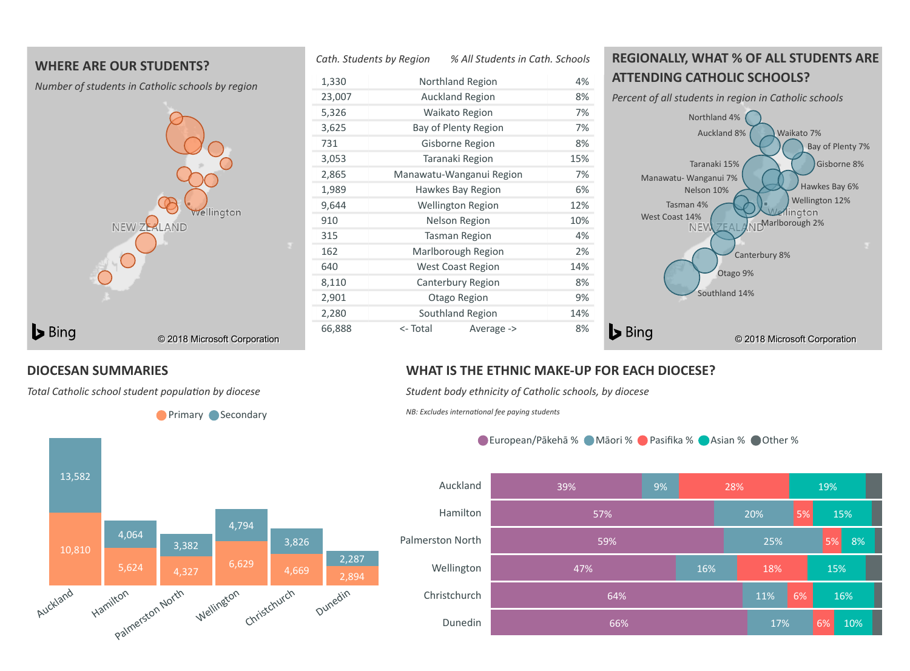## WHERE ARE OUR STUDENTS?

*Number of students in Catholic schools by region*

Wellington
NEW ZEALAND
Bing
© 2018 Microsoft Corporation

| *Cath. Students by Region* | | *% All Students in Cath. Schools* |
|---|---|---|
| 1,330 | Northland Region | 4% |
| 23,007 | Auckland Region | 8% |
| 5,326 | Waikato Region | 7% |
| 3,625 | Bay of Plenty Region | 7% |
| 731 | Gisborne Region | 8% |
| 3,053 | Taranaki Region | 15% |
| 2,865 | Manawatu-Wanganui Region | 7% |
| 1,989 | Hawkes Bay Region | 6% |
| 9,644 | Wellington Region | 12% |
| 910 | Nelson Region | 10% |
| 315 | Tasman Region | 4% |
| 162 | Marlborough Region | 2% |
| 640 | West Coast Region | 14% |
| 8,110 | Canterbury Region | 8% |
| 2,901 | Otago Region | 9% |
| 2,280 | Southland Region | 14% |
| 66,888 | <- Total Average -> | 8% |

## REGIONALLY, WHAT % OF ALL STUDENTS ARE ATTENDING CATHOLIC SCHOOLS?

*Percent of all students in region in Catholic schools*

Northland 4%
Auckland 8%
Waikato 7%
Bay of Plenty 7%
Taranaki 15%
Gisborne 8%
Manawatu- Wanganui 7%
Hawkes Bay 6%
Nelson 10%
Wellington 12%
Tasman 4%
West Coast 14%
Wellington
NEW ZEALAND
Marlborough 2%
Canterbury 8%
Otago 9%
Southland 14%
Bing
© 2018 Microsoft Corporation

## DIOCESAN SUMMARIES

*Total Catholic school student population by diocese*

Primary Secondary

Auckland: 13,582 / 10,810
Hamilton: 4,064 / 5,624
Palmerston North: 3,382 / 4,327
Wellington: 4,794 / 6,629
Christchurch: 3,826 / 4,669
Dunedin: 2,287 / 2,894

## WHAT IS THE ETHNIC MAKE-UP FOR EACH DIOCESE?

*Student body ethnicity of Catholic schools, by diocese*

*NB: Excludes international fee paying students*

European/Pākehā % Māori % Pasifika % Asian % Other %

Auckland: 39% 9% 28% 19%
Hamilton: 57% 20% 5% 15%
Palmerston North: 59% 25% 5% 8%
Wellington: 47% 16% 18% 15%
Christchurch: 64% 11% 6% 16%
Dunedin: 66% 17% 6% 10%